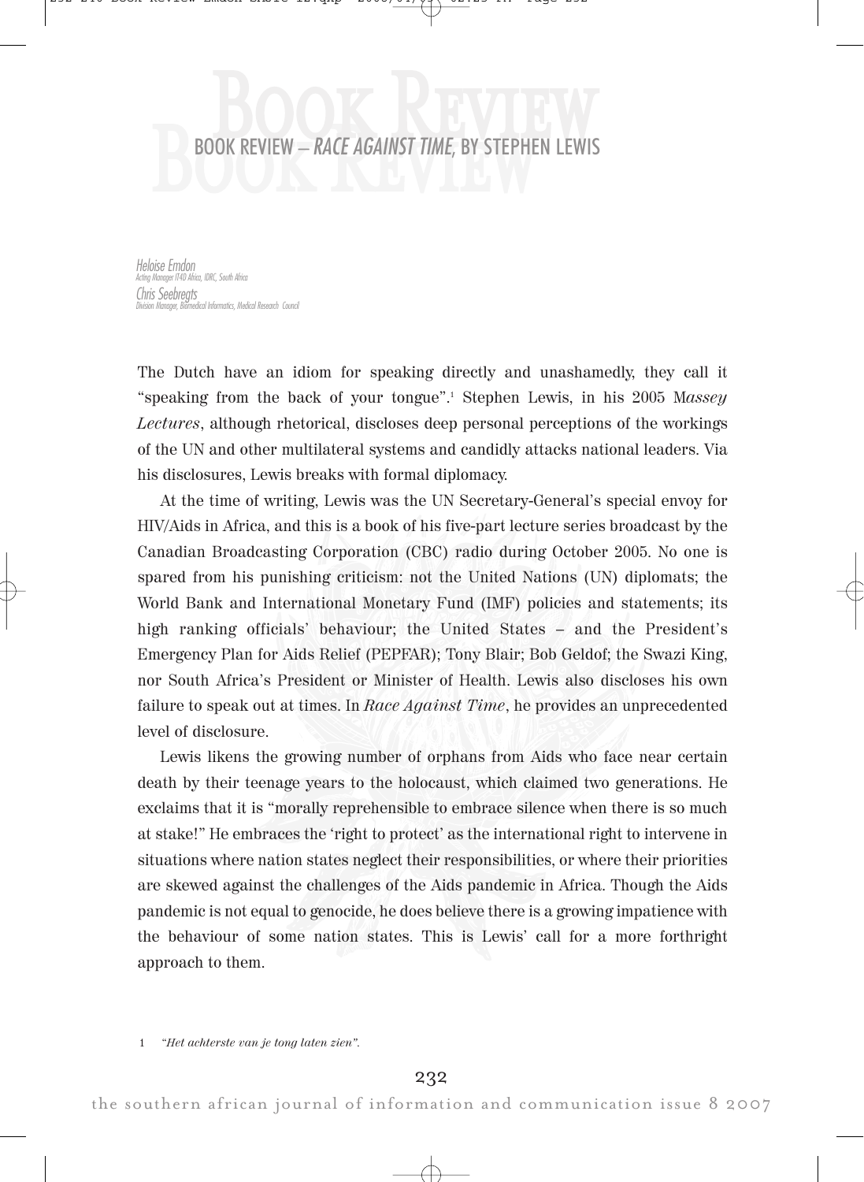# BOOK REVIEW – *RACE AGAINST TIME*, BY STEPHEN LEWIS

*Heloise Emdon*
*Acting Manager IT4D Africa, IDRC, South Africa*
*Chris Seebregts*
*Division Manager, Biomedical Informatics, Medical Research Council*

The Dutch have an idiom for speaking directly and unashamedly, they call it "speaking from the back of your tongue".[1] Stephen Lewis, in his 2005 *Massey Lectures*, although rhetorical, discloses deep personal perceptions of the workings of the UN and other multilateral systems and candidly attacks national leaders. Via his disclosures, Lewis breaks with formal diplomacy.

At the time of writing, Lewis was the UN Secretary-General's special envoy for HIV/Aids in Africa, and this is a book of his five-part lecture series broadcast by the Canadian Broadcasting Corporation (CBC) radio during October 2005. No one is spared from his punishing criticism: not the United Nations (UN) diplomats; the World Bank and International Monetary Fund (IMF) policies and statements; its high ranking officials' behaviour; the United States – and the President's Emergency Plan for Aids Relief (PEPFAR); Tony Blair; Bob Geldof; the Swazi King, nor South Africa's President or Minister of Health. Lewis also discloses his own failure to speak out at times. In *Race Against Time*, he provides an unprecedented level of disclosure.

Lewis likens the growing number of orphans from Aids who face near certain death by their teenage years to the holocaust, which claimed two generations. He exclaims that it is "morally reprehensible to embrace silence when there is so much at stake!" He embraces the 'right to protect' as the international right to intervene in situations where nation states neglect their responsibilities, or where their priorities are skewed against the challenges of the Aids pandemic in Africa. Though the Aids pandemic is not equal to genocide, he does believe there is a growing impatience with the behaviour of some nation states. This is Lewis' call for a more forthright approach to them.

1 *"Het achterste van je tong laten zien".*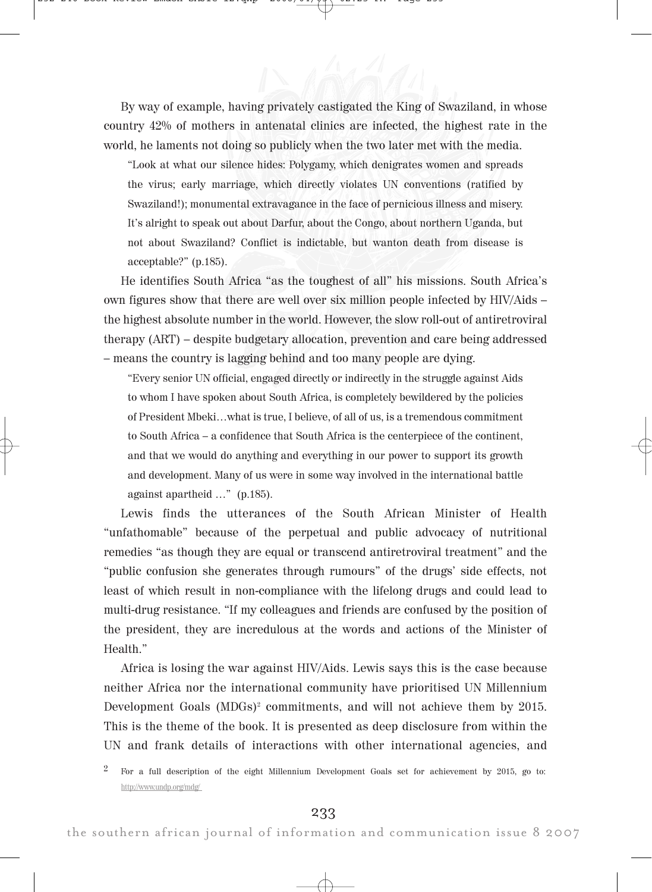By way of example, having privately castigated the King of Swaziland, in whose country 42% of mothers in antenatal clinics are infected, the highest rate in the world, he laments not doing so publicly when the two later met with the media.

> "Look at what our silence hides: Polygamy, which denigrates women and spreads the virus; early marriage, which directly violates UN conventions (ratified by Swaziland!); monumental extravagance in the face of pernicious illness and misery. It's alright to speak out about Darfur, about the Congo, about northern Uganda, but not about Swaziland? Conflict is indictable, but wanton death from disease is acceptable?" (p.185).

He identifies South Africa "as the toughest of all" his missions. South Africa's own figures show that there are well over six million people infected by HIV/Aids – the highest absolute number in the world. However, the slow roll-out of antiretroviral therapy (ART) – despite budgetary allocation, prevention and care being addressed – means the country is lagging behind and too many people are dying.

> "Every senior UN official, engaged directly or indirectly in the struggle against Aids to whom I have spoken about South Africa, is completely bewildered by the policies of President Mbeki…what is true, I believe, of all of us, is a tremendous commitment to South Africa – a confidence that South Africa is the centerpiece of the continent, and that we would do anything and everything in our power to support its growth and development. Many of us were in some way involved in the international battle against apartheid …" (p.185).

Lewis finds the utterances of the South African Minister of Health "unfathomable" because of the perpetual and public advocacy of nutritional remedies "as though they are equal or transcend antiretroviral treatment" and the "public confusion she generates through rumours" of the drugs' side effects, not least of which result in non-compliance with the lifelong drugs and could lead to multi-drug resistance. "If my colleagues and friends are confused by the position of the president, they are incredulous at the words and actions of the Minister of Health."

Africa is losing the war against HIV/Aids. Lewis says this is the case because neither Africa nor the international community have prioritised UN Millennium Development Goals (MDGs)[2] commitments, and will not achieve them by 2015. This is the theme of the book. It is presented as deep disclosure from within the UN and frank details of interactions with other international agencies, and

[2] For a full description of the eight Millennium Development Goals set for achievement by 2015, go to: http://www.undp.org/mdg/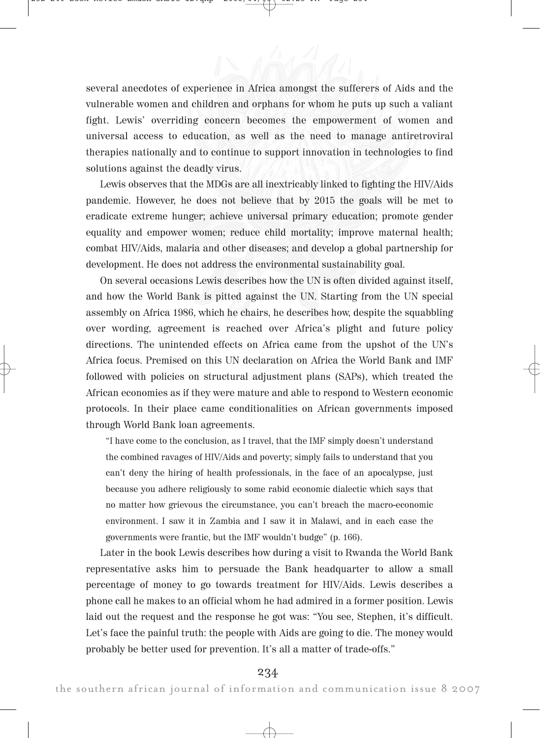several anecdotes of experience in Africa amongst the sufferers of Aids and the vulnerable women and children and orphans for whom he puts up such a valiant fight. Lewis' overriding concern becomes the empowerment of women and universal access to education, as well as the need to manage antiretroviral therapies nationally and to continue to support innovation in technologies to find solutions against the deadly virus.

Lewis observes that the MDGs are all inextricably linked to fighting the HIV/Aids pandemic. However, he does not believe that by 2015 the goals will be met to eradicate extreme hunger; achieve universal primary education; promote gender equality and empower women; reduce child mortality; improve maternal health; combat HIV/Aids, malaria and other diseases; and develop a global partnership for development. He does not address the environmental sustainability goal.

On several occasions Lewis describes how the UN is often divided against itself, and how the World Bank is pitted against the UN. Starting from the UN special assembly on Africa 1986, which he chairs, he describes how, despite the squabbling over wording, agreement is reached over Africa's plight and future policy directions. The unintended effects on Africa came from the upshot of the UN's Africa focus. Premised on this UN declaration on Africa the World Bank and IMF followed with policies on structural adjustment plans (SAPs), which treated the African economies as if they were mature and able to respond to Western economic protocols. In their place came conditionalities on African governments imposed through World Bank loan agreements.

> "I have come to the conclusion, as I travel, that the IMF simply doesn't understand the combined ravages of HIV/Aids and poverty; simply fails to understand that you can't deny the hiring of health professionals, in the face of an apocalypse, just because you adhere religiously to some rabid economic dialectic which says that no matter how grievous the circumstance, you can't breach the macro-economic environment. I saw it in Zambia and I saw it in Malawi, and in each case the governments were frantic, but the IMF wouldn't budge" (p. 166).

Later in the book Lewis describes how during a visit to Rwanda the World Bank representative asks him to persuade the Bank headquarter to allow a small percentage of money to go towards treatment for HIV/Aids. Lewis describes a phone call he makes to an official whom he had admired in a former position. Lewis laid out the request and the response he got was: "You see, Stephen, it's difficult. Let's face the painful truth: the people with Aids are going to die. The money would probably be better used for prevention. It's all a matter of trade-offs."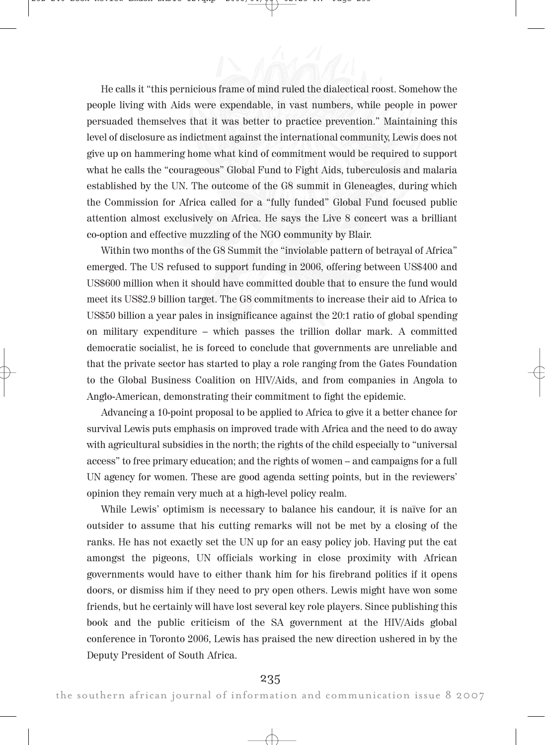He calls it "this pernicious frame of mind ruled the dialectical roost. Somehow the people living with Aids were expendable, in vast numbers, while people in power persuaded themselves that it was better to practice prevention." Maintaining this level of disclosure as indictment against the international community, Lewis does not give up on hammering home what kind of commitment would be required to support what he calls the "courageous" Global Fund to Fight Aids, tuberculosis and malaria established by the UN. The outcome of the G8 summit in Gleneagles, during which the Commission for Africa called for a "fully funded" Global Fund focused public attention almost exclusively on Africa. He says the Live 8 concert was a brilliant co-option and effective muzzling of the NGO community by Blair.

Within two months of the G8 Summit the "inviolable pattern of betrayal of Africa" emerged. The US refused to support funding in 2006, offering between US$400 and US$600 million when it should have committed double that to ensure the fund would meet its US$2.9 billion target. The G8 commitments to increase their aid to Africa to US$50 billion a year pales in insignificance against the 20:1 ratio of global spending on military expenditure – which passes the trillion dollar mark. A committed democratic socialist, he is forced to conclude that governments are unreliable and that the private sector has started to play a role ranging from the Gates Foundation to the Global Business Coalition on HIV/Aids, and from companies in Angola to Anglo-American, demonstrating their commitment to fight the epidemic.

Advancing a 10-point proposal to be applied to Africa to give it a better chance for survival Lewis puts emphasis on improved trade with Africa and the need to do away with agricultural subsidies in the north; the rights of the child especially to "universal access" to free primary education; and the rights of women – and campaigns for a full UN agency for women. These are good agenda setting points, but in the reviewers' opinion they remain very much at a high-level policy realm.

While Lewis' optimism is necessary to balance his candour, it is naïve for an outsider to assume that his cutting remarks will not be met by a closing of the ranks. He has not exactly set the UN up for an easy policy job. Having put the cat amongst the pigeons, UN officials working in close proximity with African governments would have to either thank him for his firebrand politics if it opens doors, or dismiss him if they need to pry open others. Lewis might have won some friends, but he certainly will have lost several key role players. Since publishing this book and the public criticism of the SA government at the HIV/Aids global conference in Toronto 2006, Lewis has praised the new direction ushered in by the Deputy President of South Africa.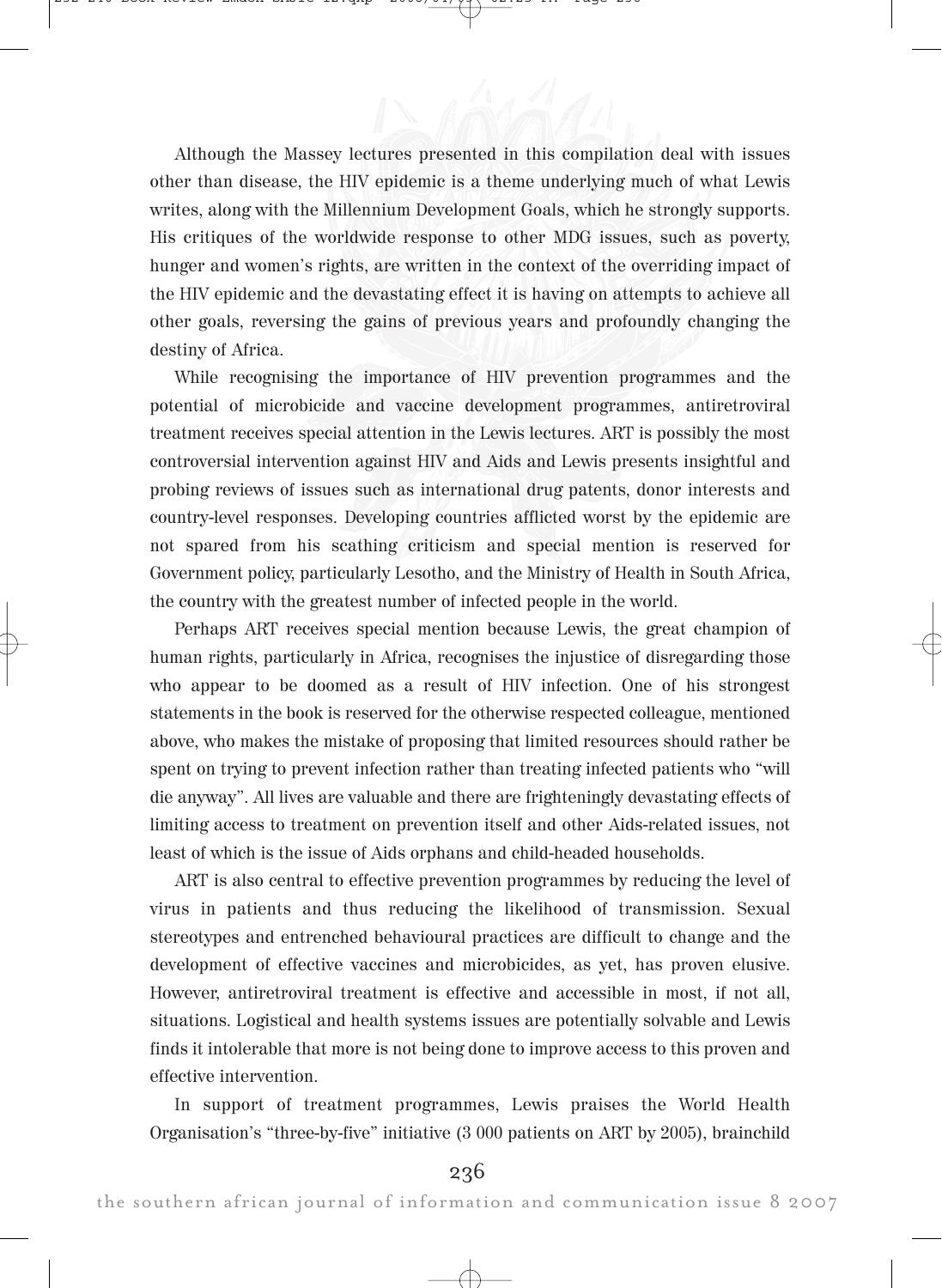Although the Massey lectures presented in this compilation deal with issues other than disease, the HIV epidemic is a theme underlying much of what Lewis writes, along with the Millennium Development Goals, which he strongly supports. His critiques of the worldwide response to other MDG issues, such as poverty, hunger and women's rights, are written in the context of the overriding impact of the HIV epidemic and the devastating effect it is having on attempts to achieve all other goals, reversing the gains of previous years and profoundly changing the destiny of Africa.

While recognising the importance of HIV prevention programmes and the potential of microbicide and vaccine development programmes, antiretroviral treatment receives special attention in the Lewis lectures. ART is possibly the most controversial intervention against HIV and Aids and Lewis presents insightful and probing reviews of issues such as international drug patents, donor interests and country-level responses. Developing countries afflicted worst by the epidemic are not spared from his scathing criticism and special mention is reserved for Government policy, particularly Lesotho, and the Ministry of Health in South Africa, the country with the greatest number of infected people in the world.

Perhaps ART receives special mention because Lewis, the great champion of human rights, particularly in Africa, recognises the injustice of disregarding those who appear to be doomed as a result of HIV infection. One of his strongest statements in the book is reserved for the otherwise respected colleague, mentioned above, who makes the mistake of proposing that limited resources should rather be spent on trying to prevent infection rather than treating infected patients who "will die anyway". All lives are valuable and there are frighteningly devastating effects of limiting access to treatment on prevention itself and other Aids-related issues, not least of which is the issue of Aids orphans and child-headed households.

ART is also central to effective prevention programmes by reducing the level of virus in patients and thus reducing the likelihood of transmission. Sexual stereotypes and entrenched behavioural practices are difficult to change and the development of effective vaccines and microbicides, as yet, has proven elusive. However, antiretroviral treatment is effective and accessible in most, if not all, situations. Logistical and health systems issues are potentially solvable and Lewis finds it intolerable that more is not being done to improve access to this proven and effective intervention.

In support of treatment programmes, Lewis praises the World Health Organisation's "three-by-five" initiative (3 000 patients on ART by 2005), brainchild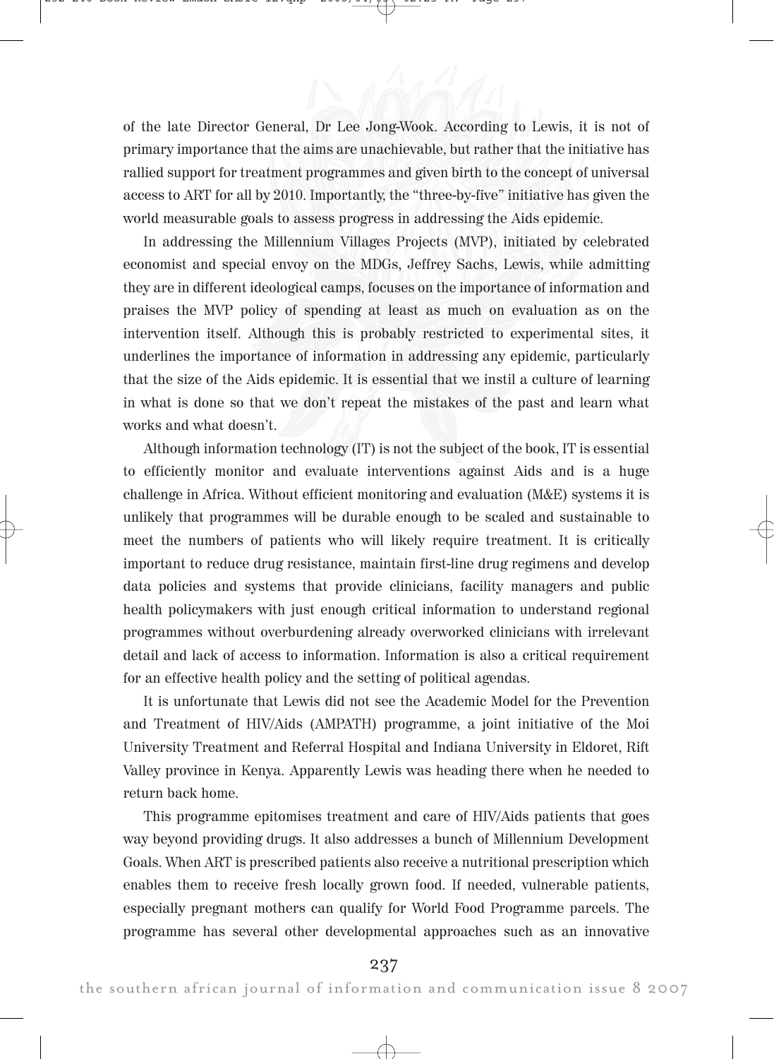of the late Director General, Dr Lee Jong-Wook. According to Lewis, it is not of primary importance that the aims are unachievable, but rather that the initiative has rallied support for treatment programmes and given birth to the concept of universal access to ART for all by 2010. Importantly, the "three-by-five" initiative has given the world measurable goals to assess progress in addressing the Aids epidemic.

In addressing the Millennium Villages Projects (MVP), initiated by celebrated economist and special envoy on the MDGs, Jeffrey Sachs, Lewis, while admitting they are in different ideological camps, focuses on the importance of information and praises the MVP policy of spending at least as much on evaluation as on the intervention itself. Although this is probably restricted to experimental sites, it underlines the importance of information in addressing any epidemic, particularly that the size of the Aids epidemic. It is essential that we instil a culture of learning in what is done so that we don't repeat the mistakes of the past and learn what works and what doesn't.

Although information technology (IT) is not the subject of the book, IT is essential to efficiently monitor and evaluate interventions against Aids and is a huge challenge in Africa. Without efficient monitoring and evaluation (M&E) systems it is unlikely that programmes will be durable enough to be scaled and sustainable to meet the numbers of patients who will likely require treatment. It is critically important to reduce drug resistance, maintain first-line drug regimens and develop data policies and systems that provide clinicians, facility managers and public health policymakers with just enough critical information to understand regional programmes without overburdening already overworked clinicians with irrelevant detail and lack of access to information. Information is also a critical requirement for an effective health policy and the setting of political agendas.

It is unfortunate that Lewis did not see the Academic Model for the Prevention and Treatment of HIV/Aids (AMPATH) programme, a joint initiative of the Moi University Treatment and Referral Hospital and Indiana University in Eldoret, Rift Valley province in Kenya. Apparently Lewis was heading there when he needed to return back home.

This programme epitomises treatment and care of HIV/Aids patients that goes way beyond providing drugs. It also addresses a bunch of Millennium Development Goals. When ART is prescribed patients also receive a nutritional prescription which enables them to receive fresh locally grown food. If needed, vulnerable patients, especially pregnant mothers can qualify for World Food Programme parcels. The programme has several other developmental approaches such as an innovative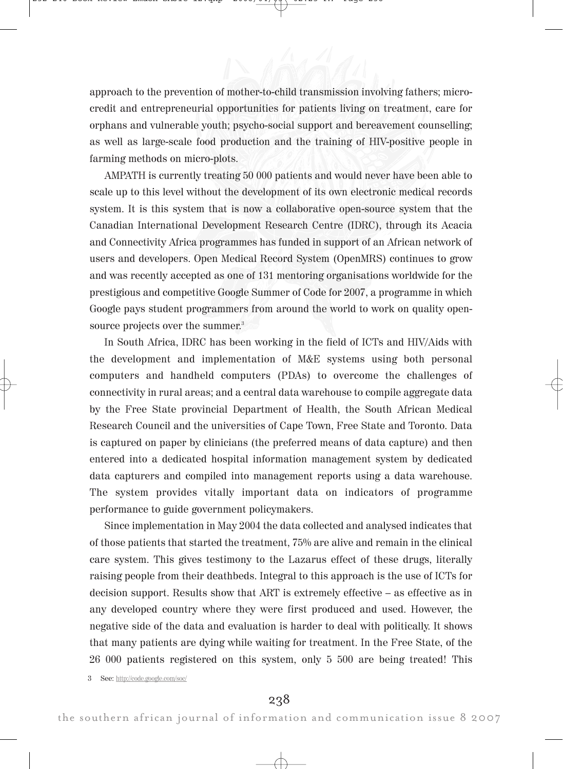approach to the prevention of mother-to-child transmission involving fathers; micro-credit and entrepreneurial opportunities for patients living on treatment, care for orphans and vulnerable youth; psycho-social support and bereavement counselling; as well as large-scale food production and the training of HIV-positive people in farming methods on micro-plots.

AMPATH is currently treating 50 000 patients and would never have been able to scale up to this level without the development of its own electronic medical records system. It is this system that is now a collaborative open-source system that the Canadian International Development Research Centre (IDRC), through its Acacia and Connectivity Africa programmes has funded in support of an African network of users and developers. Open Medical Record System (OpenMRS) continues to grow and was recently accepted as one of 131 mentoring organisations worldwide for the prestigious and competitive Google Summer of Code for 2007, a programme in which Google pays student programmers from around the world to work on quality open-source projects over the summer.[3]

In South Africa, IDRC has been working in the field of ICTs and HIV/Aids with the development and implementation of M&E systems using both personal computers and handheld computers (PDAs) to overcome the challenges of connectivity in rural areas; and a central data warehouse to compile aggregate data by the Free State provincial Department of Health, the South African Medical Research Council and the universities of Cape Town, Free State and Toronto. Data is captured on paper by clinicians (the preferred means of data capture) and then entered into a dedicated hospital information management system by dedicated data capturers and compiled into management reports using a data warehouse. The system provides vitally important data on indicators of programme performance to guide government policymakers.

Since implementation in May 2004 the data collected and analysed indicates that of those patients that started the treatment, 75% are alive and remain in the clinical care system. This gives testimony to the Lazarus effect of these drugs, literally raising people from their deathbeds. Integral to this approach is the use of ICTs for decision support. Results show that ART is extremely effective – as effective as in any developed country where they were first produced and used. However, the negative side of the data and evaluation is harder to deal with politically. It shows that many patients are dying while waiting for treatment. In the Free State, of the 26 000 patients registered on this system, only 5 500 are being treated! This

3 See: http://code.google.com/soc/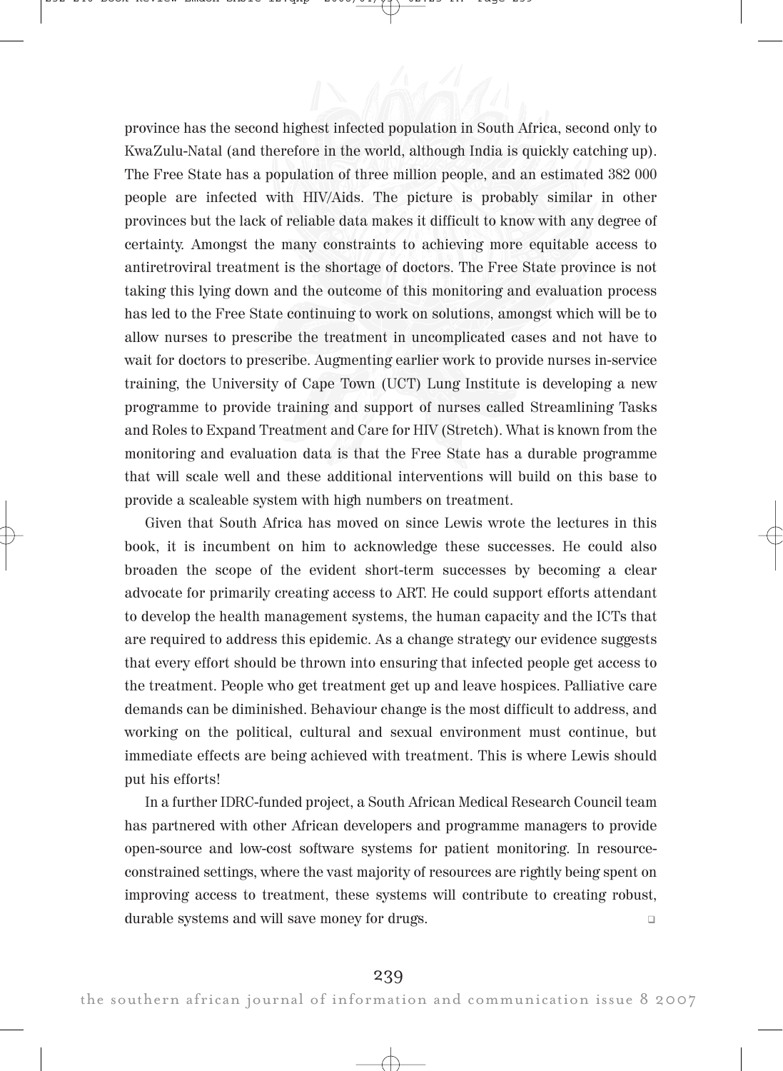province has the second highest infected population in South Africa, second only to KwaZulu-Natal (and therefore in the world, although India is quickly catching up). The Free State has a population of three million people, and an estimated 382 000 people are infected with HIV/Aids. The picture is probably similar in other provinces but the lack of reliable data makes it difficult to know with any degree of certainty. Amongst the many constraints to achieving more equitable access to antiretroviral treatment is the shortage of doctors. The Free State province is not taking this lying down and the outcome of this monitoring and evaluation process has led to the Free State continuing to work on solutions, amongst which will be to allow nurses to prescribe the treatment in uncomplicated cases and not have to wait for doctors to prescribe. Augmenting earlier work to provide nurses in-service training, the University of Cape Town (UCT) Lung Institute is developing a new programme to provide training and support of nurses called Streamlining Tasks and Roles to Expand Treatment and Care for HIV (Stretch). What is known from the monitoring and evaluation data is that the Free State has a durable programme that will scale well and these additional interventions will build on this base to provide a scaleable system with high numbers on treatment.

Given that South Africa has moved on since Lewis wrote the lectures in this book, it is incumbent on him to acknowledge these successes. He could also broaden the scope of the evident short-term successes by becoming a clear advocate for primarily creating access to ART. He could support efforts attendant to develop the health management systems, the human capacity and the ICTs that are required to address this epidemic. As a change strategy our evidence suggests that every effort should be thrown into ensuring that infected people get access to the treatment. People who get treatment get up and leave hospices. Palliative care demands can be diminished. Behaviour change is the most difficult to address, and working on the political, cultural and sexual environment must continue, but immediate effects are being achieved with treatment. This is where Lewis should put his efforts!

In a further IDRC-funded project, a South African Medical Research Council team has partnered with other African developers and programme managers to provide open-source and low-cost software systems for patient monitoring. In resource-constrained settings, where the vast majority of resources are rightly being spent on improving access to treatment, these systems will contribute to creating robust, durable systems and will save money for drugs. ❑